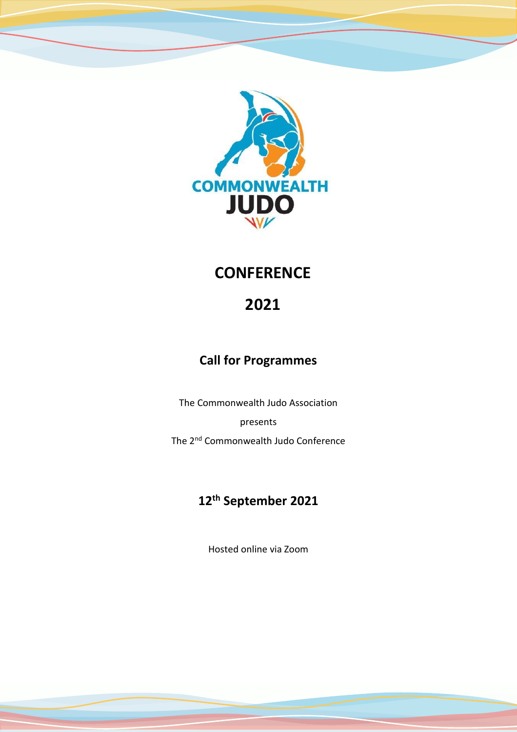# CONFERENCE

# 2021

## Call for Programmes

The Commonwealth Judo Association

presents

The 2nd Commonwealth Judo Conference

### 12th September 2021

Hosted online via Zoom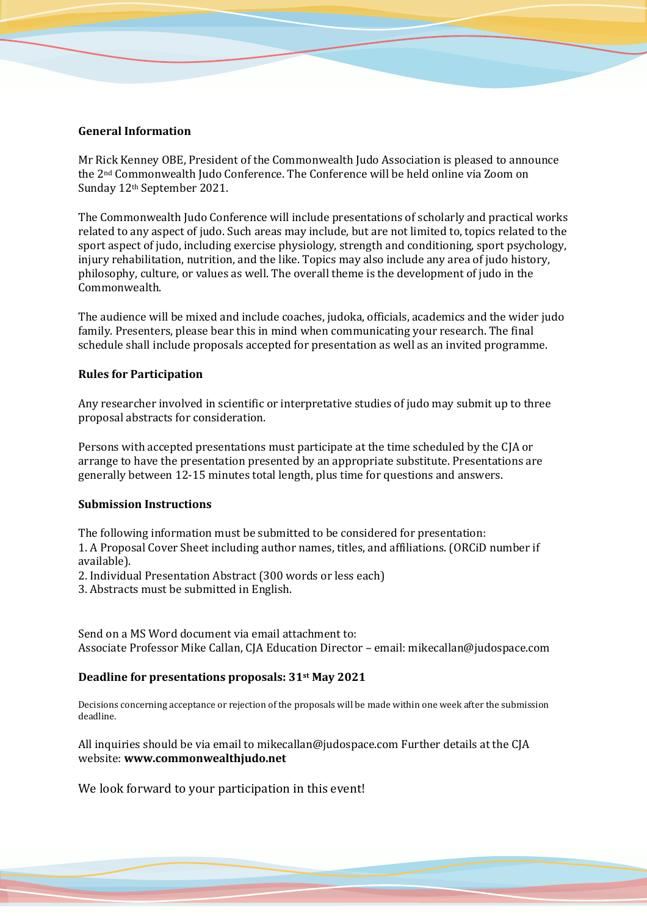**General Information**

Mr Rick Kenney OBE, President of the Commonwealth Judo Association is pleased to announce the 2nd Commonwealth Judo Conference. The Conference will be held online via Zoom on Sunday 12th September 2021.

The Commonwealth Judo Conference will include presentations of scholarly and practical works related to any aspect of judo. Such areas may include, but are not limited to, topics related to the sport aspect of judo, including exercise physiology, strength and conditioning, sport psychology, injury rehabilitation, nutrition, and the like. Topics may also include any area of judo history, philosophy, culture, or values as well. The overall theme is the development of judo in the Commonwealth.

The audience will be mixed and include coaches, judoka, officials, academics and the wider judo family. Presenters, please bear this in mind when communicating your research. The final schedule shall include proposals accepted for presentation as well as an invited programme.

**Rules for Participation**

Any researcher involved in scientific or interpretative studies of judo may submit up to three proposal abstracts for consideration.

Persons with accepted presentations must participate at the time scheduled by the CJA or arrange to have the presentation presented by an appropriate substitute. Presentations are generally between 12-15 minutes total length, plus time for questions and answers.

**Submission Instructions**

The following information must be submitted to be considered for presentation:
1. A Proposal Cover Sheet including author names, titles, and affiliations. (ORCiD number if available).
2. Individual Presentation Abstract (300 words or less each)
3. Abstracts must be submitted in English.

Send on a MS Word document via email attachment to:
Associate Professor Mike Callan, CJA Education Director – email: mikecallan@judospace.com

**Deadline for presentations proposals: 31st May 2021**

Decisions concerning acceptance or rejection of the proposals will be made within one week after the submission deadline.

All inquiries should be via email to mikecallan@judospace.com Further details at the CJA website: **www.commonwealthjudo.net**

We look forward to your participation in this event!